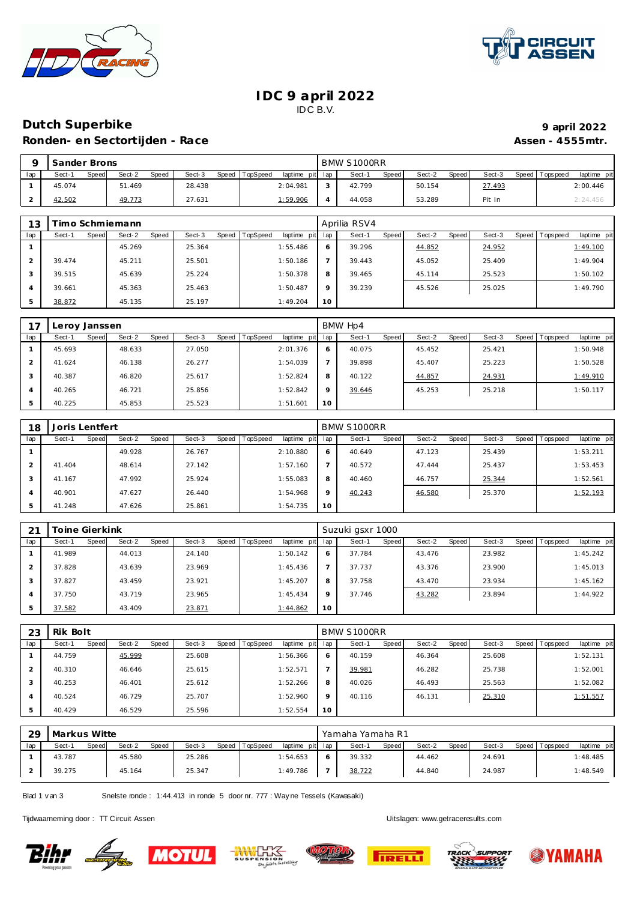# IDC 9 april 2022

IDC B.V.

## Dutch Superbike

**9 april 2022**

### Ronden- en Sectortijden - Race

**Assen - 4555mtr.**

| 9 | Sander Brons | | | | | | | | | BMW S1000RR | | | | | | | | |
|---|---|---|---|---|---|---|---|---|---|---|---|---|---|---|---|---|---|---|
| lap | Sect-1 | Speed | Sect-2 | Speed | Sect-3 | Speed | TopSpeed | laptime | pit | lap | Sect-1 | Speed | Sect-2 | Speed | Sect-3 | Speed | Topspeed | laptime pit |
| 1 | 45.074 | | 51.469 | | 28.438 | | | 2:04.981 | | 3 | 42.799 | | 50.154 | | 27.493 | | | 2:00.446 |
| 2 | 42.502 | | 49.773 | | 27.631 | | | 1:59.906 | | 4 | 44.058 | | 53.289 | | Pit In | | | 2:24.456 |

| 13 | Timo Schiemann | | | | | | | | | Aprilia RSV4 | | | | | | | | |
|---|---|---|---|---|---|---|---|---|---|---|---|---|---|---|---|---|---|---|
| lap | Sect-1 | Speed | Sect-2 | Speed | Sect-3 | Speed | TopSpeed | laptime | pit | lap | Sect-1 | Speed | Sect-2 | Speed | Sect-3 | Speed | Topspeed | laptime pit |
| 1 | | | 45.269 | | 25.364 | | | 1:55.486 | | 6 | 39.296 | | 44.852 | | 24.952 | | | 1:49.100 |
| 2 | 39.474 | | 45.211 | | 25.501 | | | 1:50.186 | | 7 | 39.443 | | 45.052 | | 25.409 | | | 1:49.904 |
| 3 | 39.515 | | 45.639 | | 25.224 | | | 1:50.378 | | 8 | 39.465 | | 45.114 | | 25.523 | | | 1:50.102 |
| 4 | 39.661 | | 45.363 | | 25.463 | | | 1:50.487 | | 9 | 39.239 | | 45.526 | | 25.025 | | | 1:49.790 |
| 5 | 38.872 | | 45.135 | | 25.197 | | | 1:49.204 | | 10 | | | | | | | | |

| 17 | Leroy Janssen | | | | | | | | | BMW Hp4 | | | | | | | | |
|---|---|---|---|---|---|---|---|---|---|---|---|---|---|---|---|---|---|---|
| lap | Sect-1 | Speed | Sect-2 | Speed | Sect-3 | Speed | TopSpeed | laptime | pit | lap | Sect-1 | Speed | Sect-2 | Speed | Sect-3 | Speed | Topspeed | laptime pit |
| 1 | 45.693 | | 48.633 | | 27.050 | | | 2:01.376 | | 6 | 40.075 | | 45.452 | | 25.421 | | | 1:50.948 |
| 2 | 41.624 | | 46.138 | | 26.277 | | | 1:54.039 | | 7 | 39.898 | | 45.407 | | 25.223 | | | 1:50.528 |
| 3 | 40.387 | | 46.820 | | 25.617 | | | 1:52.824 | | 8 | 40.122 | | 44.857 | | 24.931 | | | 1:49.910 |
| 4 | 40.265 | | 46.721 | | 25.856 | | | 1:52.842 | | 9 | 39.646 | | 45.253 | | 25.218 | | | 1:50.117 |
| 5 | 40.225 | | 45.853 | | 25.523 | | | 1:51.601 | | 10 | | | | | | | | |

| 18 | Joris Lentfert | | | | | | | | | BMW S1000RR | | | | | | | | |
|---|---|---|---|---|---|---|---|---|---|---|---|---|---|---|---|---|---|---|
| lap | Sect-1 | Speed | Sect-2 | Speed | Sect-3 | Speed | TopSpeed | laptime | pit | lap | Sect-1 | Speed | Sect-2 | Speed | Sect-3 | Speed | Topspeed | laptime pit |
| 1 | | | 49.928 | | 26.767 | | | 2:10.880 | | 6 | 40.649 | | 47.123 | | 25.439 | | | 1:53.211 |
| 2 | 41.404 | | 48.614 | | 27.142 | | | 1:57.160 | | 7 | 40.572 | | 47.444 | | 25.437 | | | 1:53.453 |
| 3 | 41.167 | | 47.992 | | 25.924 | | | 1:55.083 | | 8 | 40.460 | | 46.757 | | 25.344 | | | 1:52.561 |
| 4 | 40.901 | | 47.627 | | 26.440 | | | 1:54.968 | | 9 | 40.243 | | 46.580 | | 25.370 | | | 1:52.193 |
| 5 | 41.248 | | 47.626 | | 25.861 | | | 1:54.735 | | 10 | | | | | | | | |

| 21 | Toine Gierkink | | | | | | | | | Suzuki gsxr 1000 | | | | | | | | |
|---|---|---|---|---|---|---|---|---|---|---|---|---|---|---|---|---|---|---|
| lap | Sect-1 | Speed | Sect-2 | Speed | Sect-3 | Speed | TopSpeed | laptime | pit | lap | Sect-1 | Speed | Sect-2 | Speed | Sect-3 | Speed | Topspeed | laptime pit |
| 1 | 41.989 | | 44.013 | | 24.140 | | | 1:50.142 | | 6 | 37.784 | | 43.476 | | 23.982 | | | 1:45.242 |
| 2 | 37.828 | | 43.639 | | 23.969 | | | 1:45.436 | | 7 | 37.737 | | 43.376 | | 23.900 | | | 1:45.013 |
| 3 | 37.827 | | 43.459 | | 23.921 | | | 1:45.207 | | 8 | 37.758 | | 43.470 | | 23.934 | | | 1:45.162 |
| 4 | 37.750 | | 43.719 | | 23.965 | | | 1:45.434 | | 9 | 37.746 | | 43.282 | | 23.894 | | | 1:44.922 |
| 5 | 37.582 | | 43.409 | | 23.871 | | | 1:44.862 | | 10 | | | | | | | | |

| 23 | Rik Bolt | | | | | | | | | BMW S1000RR | | | | | | | | |
|---|---|---|---|---|---|---|---|---|---|---|---|---|---|---|---|---|---|---|
| lap | Sect-1 | Speed | Sect-2 | Speed | Sect-3 | Speed | TopSpeed | laptime | pit | lap | Sect-1 | Speed | Sect-2 | Speed | Sect-3 | Speed | Topspeed | laptime pit |
| 1 | 44.759 | | 45.999 | | 25.608 | | | 1:56.366 | | 6 | 40.159 | | 46.364 | | 25.608 | | | 1:52.131 |
| 2 | 40.310 | | 46.646 | | 25.615 | | | 1:52.571 | | 7 | 39.981 | | 46.282 | | 25.738 | | | 1:52.001 |
| 3 | 40.253 | | 46.401 | | 25.612 | | | 1:52.266 | | 8 | 40.026 | | 46.493 | | 25.563 | | | 1:52.082 |
| 4 | 40.524 | | 46.729 | | 25.707 | | | 1:52.960 | | 9 | 40.116 | | 46.131 | | 25.310 | | | 1:51.557 |
| 5 | 40.429 | | 46.529 | | 25.596 | | | 1:52.554 | | 10 | | | | | | | | |

| 29 | Markus Witte | | | | | | | | | Yamaha Yamaha R1 | | | | | | | | |
|---|---|---|---|---|---|---|---|---|---|---|---|---|---|---|---|---|---|---|
| lap | Sect-1 | Speed | Sect-2 | Speed | Sect-3 | Speed | TopSpeed | laptime | pit | lap | Sect-1 | Speed | Sect-2 | Speed | Sect-3 | Speed | Topspeed | laptime pit |
| 1 | 43.787 | | 45.580 | | 25.286 | | | 1:54.653 | | 6 | 39.332 | | 44.462 | | 24.691 | | | 1:48.485 |
| 2 | 39.275 | | 45.164 | | 25.347 | | | 1:49.786 | | 7 | 38.722 | | 44.840 | | 24.987 | | | 1:48.549 |

Snelste ronde : 1:44.413 in ronde 5 door nr. 777 : Wayne Tessels (Kawasaki)

Tijdwaarneming door : TT Circuit Assen

Uitslagen: www.getraceresults.com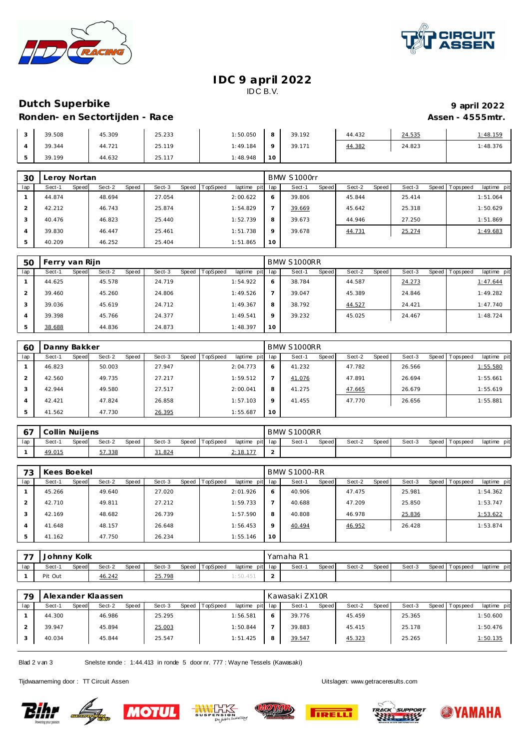# IDC 9 april 2022

IDC B.V.

## Dutch Superbike

**9 april 2022**

### Ronden- en Sectortijden - Race

**Assen - 4555mtr.**

| lap | Sect-1 | Speed | Sect-2 | Speed | Sect-3 | Speed | TopSpeed | laptime pit | lap | Sect-1 | Speed | Sect-2 | Speed | Sect-3 | Speed | Topspeed | laptime pit |
|---|---|---|---|---|---|---|---|---|---|---|---|---|---|---|---|---|---|
| 3 | 39.508 | | 45.309 | | 25.233 | | | 1:50.050 | 8 | 39.192 | | 44.432 | | 24.535 | | | 1:48.159 |
| 4 | 39.344 | | 44.721 | | 25.119 | | | 1:49.184 | 9 | 39.171 | | 44.382 | | 24.823 | | | 1:48.376 |
| 5 | 39.199 | | 44.632 | | 25.117 | | | 1:48.948 | 10 | | | | | | | | |

**30 Leroy Nortan** — BMW S1000rr

| lap | Sect-1 | Speed | Sect-2 | Speed | Sect-3 | Speed | TopSpeed | laptime pit | lap | Sect-1 | Speed | Sect-2 | Speed | Sect-3 | Speed | Topspeed | laptime pit |
|---|---|---|---|---|---|---|---|---|---|---|---|---|---|---|---|---|---|
| 1 | 44.874 | | 48.694 | | 27.054 | | | 2:00.622 | 6 | 39.806 | | 45.844 | | 25.414 | | | 1:51.064 |
| 2 | 42.212 | | 46.743 | | 25.874 | | | 1:54.829 | 7 | 39.669 | | 45.642 | | 25.318 | | | 1:50.629 |
| 3 | 40.476 | | 46.823 | | 25.440 | | | 1:52.739 | 8 | 39.673 | | 44.946 | | 27.250 | | | 1:51.869 |
| 4 | 39.830 | | 46.447 | | 25.461 | | | 1:51.738 | 9 | 39.678 | | 44.731 | | 25.274 | | | 1:49.683 |
| 5 | 40.209 | | 46.252 | | 25.404 | | | 1:51.865 | 10 | | | | | | | | |

**50 Ferry van Rijn** — BMW S1000RR

| lap | Sect-1 | Speed | Sect-2 | Speed | Sect-3 | Speed | TopSpeed | laptime pit | lap | Sect-1 | Speed | Sect-2 | Speed | Sect-3 | Speed | Topspeed | laptime pit |
|---|---|---|---|---|---|---|---|---|---|---|---|---|---|---|---|---|---|
| 1 | 44.625 | | 45.578 | | 24.719 | | | 1:54.922 | 6 | 38.784 | | 44.587 | | 24.273 | | | 1:47.644 |
| 2 | 39.460 | | 45.260 | | 24.806 | | | 1:49.526 | 7 | 39.047 | | 45.389 | | 24.846 | | | 1:49.282 |
| 3 | 39.036 | | 45.619 | | 24.712 | | | 1:49.367 | 8 | 38.792 | | 44.527 | | 24.421 | | | 1:47.740 |
| 4 | 39.398 | | 45.766 | | 24.377 | | | 1:49.541 | 9 | 39.232 | | 45.025 | | 24.467 | | | 1:48.724 |
| 5 | 38.688 | | 44.836 | | 24.873 | | | 1:48.397 | 10 | | | | | | | | |

**60 Danny Bakker** — BMW S1000RR

| lap | Sect-1 | Speed | Sect-2 | Speed | Sect-3 | Speed | TopSpeed | laptime pit | lap | Sect-1 | Speed | Sect-2 | Speed | Sect-3 | Speed | Topspeed | laptime pit |
|---|---|---|---|---|---|---|---|---|---|---|---|---|---|---|---|---|---|
| 1 | 46.823 | | 50.003 | | 27.947 | | | 2:04.773 | 6 | 41.232 | | 47.782 | | 26.566 | | | 1:55.580 |
| 2 | 42.560 | | 49.735 | | 27.217 | | | 1:59.512 | 7 | 41.076 | | 47.891 | | 26.694 | | | 1:55.661 |
| 3 | 42.944 | | 49.580 | | 27.517 | | | 2:00.041 | 8 | 41.275 | | 47.665 | | 26.679 | | | 1:55.619 |
| 4 | 42.421 | | 47.824 | | 26.858 | | | 1:57.103 | 9 | 41.455 | | 47.770 | | 26.656 | | | 1:55.881 |
| 5 | 41.562 | | 47.730 | | 26.395 | | | 1:55.687 | 10 | | | | | | | | |

**67 Collin Nuijens** — BMW S1000RR

| lap | Sect-1 | Speed | Sect-2 | Speed | Sect-3 | Speed | TopSpeed | laptime pit | lap | Sect-1 | Speed | Sect-2 | Speed | Sect-3 | Speed | Topspeed | laptime pit |
|---|---|---|---|---|---|---|---|---|---|---|---|---|---|---|---|---|---|
| 1 | 49.015 | | 57.338 | | 31.824 | | | 2:18.177 | 2 | | | | | | | | |

**73 Kees Boekel** — BMW S1000-RR

| lap | Sect-1 | Speed | Sect-2 | Speed | Sect-3 | Speed | TopSpeed | laptime pit | lap | Sect-1 | Speed | Sect-2 | Speed | Sect-3 | Speed | Topspeed | laptime pit |
|---|---|---|---|---|---|---|---|---|---|---|---|---|---|---|---|---|---|
| 1 | 45.266 | | 49.640 | | 27.020 | | | 2:01.926 | 6 | 40.906 | | 47.475 | | 25.981 | | | 1:54.362 |
| 2 | 42.710 | | 49.811 | | 27.212 | | | 1:59.733 | 7 | 40.688 | | 47.209 | | 25.850 | | | 1:53.747 |
| 3 | 42.169 | | 48.682 | | 26.739 | | | 1:57.590 | 8 | 40.808 | | 46.978 | | 25.836 | | | 1:53.622 |
| 4 | 41.648 | | 48.157 | | 26.648 | | | 1:56.453 | 9 | 40.494 | | 46.952 | | 26.428 | | | 1:53.874 |
| 5 | 41.162 | | 47.750 | | 26.234 | | | 1:55.146 | 10 | | | | | | | | |

**77 Johnny Kolk** — Yamaha R1

| lap | Sect-1 | Speed | Sect-2 | Speed | Sect-3 | Speed | TopSpeed | laptime pit | lap | Sect-1 | Speed | Sect-2 | Speed | Sect-3 | Speed | Topspeed | laptime pit |
|---|---|---|---|---|---|---|---|---|---|---|---|---|---|---|---|---|---|
| 1 | Pit Out | | 46.242 | | 25.798 | | | 1:50.451 | 2 | | | | | | | | |

**79 Alexander Klaassen** — Kawasaki ZX10R

| lap | Sect-1 | Speed | Sect-2 | Speed | Sect-3 | Speed | TopSpeed | laptime pit | lap | Sect-1 | Speed | Sect-2 | Speed | Sect-3 | Speed | Topspeed | laptime pit |
|---|---|---|---|---|---|---|---|---|---|---|---|---|---|---|---|---|---|
| 1 | 44.300 | | 46.986 | | 25.295 | | | 1:56.581 | 6 | 39.776 | | 45.459 | | 25.365 | | | 1:50.600 |
| 2 | 39.947 | | 45.894 | | 25.003 | | | 1:50.844 | 7 | 39.883 | | 45.415 | | 25.178 | | | 1:50.476 |
| 3 | 40.034 | | 45.844 | | 25.547 | | | 1:51.425 | 8 | 39.547 | | 45.323 | | 25.265 | | | 1:50.135 |

Snelste ronde : 1:44.413 in ronde 5 door nr. 777 : Wayne Tessels (Kawasaki)

Tijdwaarneming door : TT Circuit Assen

Uitslagen: www.getraceresults.com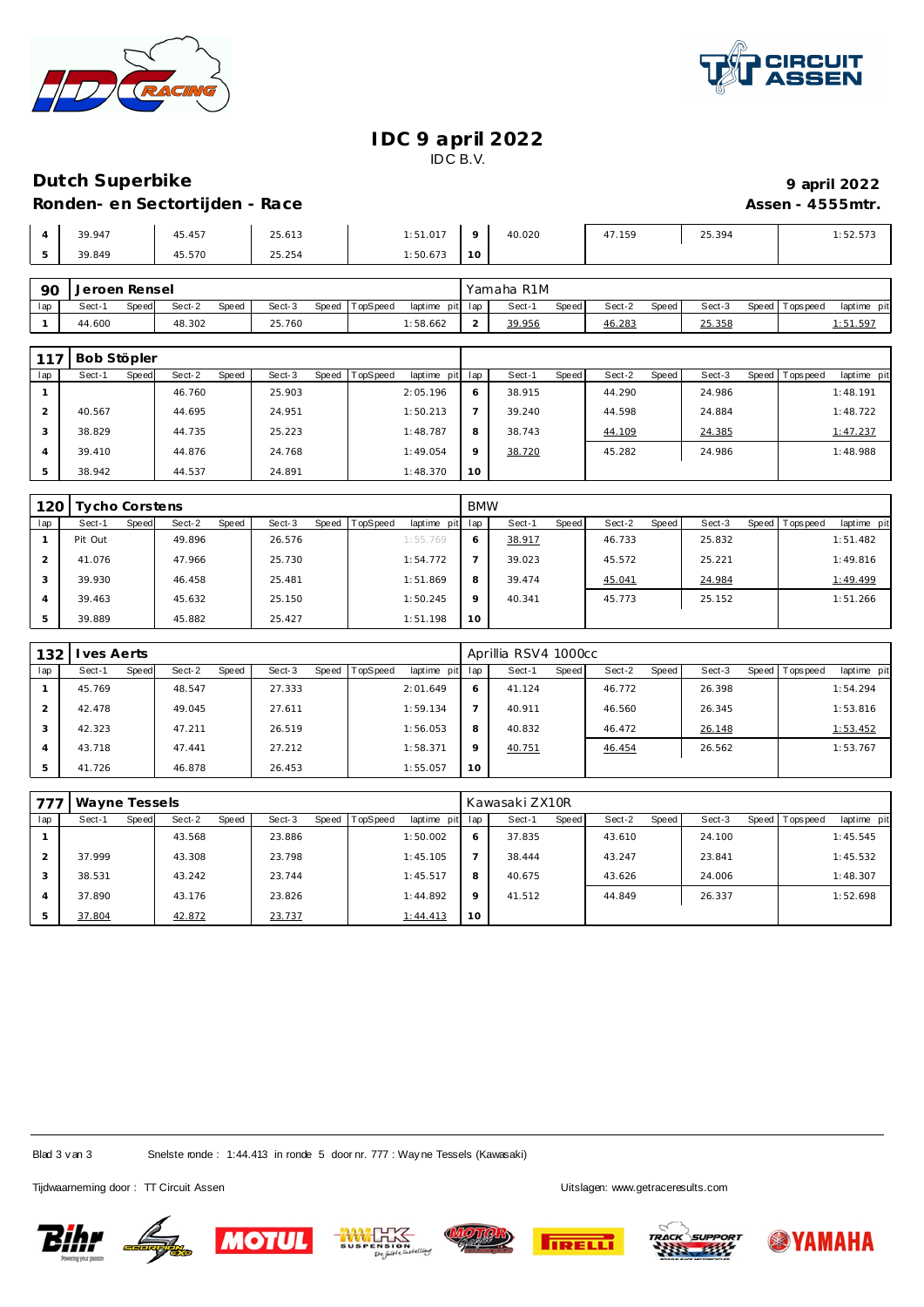# IDC 9 april 2022

IDC B.V.

## Dutch Superbike

**9 april 2022**

### Ronden- en Sectortijden - Race

**Assen - 4555mtr.**

| lap | Sect-1 | Speed | Sect-2 | Speed | Sect-3 | Speed | TopSpeed | laptime pit | lap | Sect-1 | Speed | Sect-2 | Speed | Sect-3 | Speed | Topspeed | laptime pit |
|---|---|---|---|---|---|---|---|---|---|---|---|---|---|---|---|---|---|
| 4 | 39.947 | | 45.457 | | 25.613 | | | 1:51.017 | 9 | 40.020 | | 47.159 | | 25.394 | | | 1:52.573 |
| 5 | 39.849 | | 45.570 | | 25.254 | | | 1:50.673 | 10 | | | | | | | | |

**90 Jeroen Rensel** — Yamaha R1M

| lap | Sect-1 | Speed | Sect-2 | Speed | Sect-3 | Speed | TopSpeed | laptime pit | lap | Sect-1 | Speed | Sect-2 | Speed | Sect-3 | Speed | Topspeed | laptime pit |
|---|---|---|---|---|---|---|---|---|---|---|---|---|---|---|---|---|---|
| 1 | 44.600 | | 48.302 | | 25.760 | | | 1:58.662 | 2 | 39.956 | | 46.283 | | 25.358 | | | 1:51.597 |

**117 Bob Stöpler**

| lap | Sect-1 | Speed | Sect-2 | Speed | Sect-3 | Speed | TopSpeed | laptime pit | lap | Sect-1 | Speed | Sect-2 | Speed | Sect-3 | Speed | Topspeed | laptime pit |
|---|---|---|---|---|---|---|---|---|---|---|---|---|---|---|---|---|---|
| 1 | | | 46.760 | | 25.903 | | | 2:05.196 | 6 | 38.915 | | 44.290 | | 24.986 | | | 1:48.191 |
| 2 | 40.567 | | 44.695 | | 24.951 | | | 1:50.213 | 7 | 39.240 | | 44.598 | | 24.884 | | | 1:48.722 |
| 3 | 38.829 | | 44.735 | | 25.223 | | | 1:48.787 | 8 | 38.743 | | 44.109 | | 24.385 | | | 1:47.237 |
| 4 | 39.410 | | 44.876 | | 24.768 | | | 1:49.054 | 9 | 38.720 | | 45.282 | | 24.986 | | | 1:48.988 |
| 5 | 38.942 | | 44.537 | | 24.891 | | | 1:48.370 | 10 | | | | | | | | |

**120 Tycho Corstens** — BMW

| lap | Sect-1 | Speed | Sect-2 | Speed | Sect-3 | Speed | TopSpeed | laptime pit | lap | Sect-1 | Speed | Sect-2 | Speed | Sect-3 | Speed | Topspeed | laptime pit |
|---|---|---|---|---|---|---|---|---|---|---|---|---|---|---|---|---|---|
| 1 | Pit Out | | 49.896 | | 26.576 | | | 1:55.769 | 6 | 38.917 | | 46.733 | | 25.832 | | | 1:51.482 |
| 2 | 41.076 | | 47.966 | | 25.730 | | | 1:54.772 | 7 | 39.023 | | 45.572 | | 25.221 | | | 1:49.816 |
| 3 | 39.930 | | 46.458 | | 25.481 | | | 1:51.869 | 8 | 39.474 | | 45.041 | | 24.984 | | | 1:49.499 |
| 4 | 39.463 | | 45.632 | | 25.150 | | | 1:50.245 | 9 | 40.341 | | 45.773 | | 25.152 | | | 1:51.266 |
| 5 | 39.889 | | 45.882 | | 25.427 | | | 1:51.198 | 10 | | | | | | | | |

**132 Ives Aerts** — Aprillia RSV4 1000cc

| lap | Sect-1 | Speed | Sect-2 | Speed | Sect-3 | Speed | TopSpeed | laptime pit | lap | Sect-1 | Speed | Sect-2 | Speed | Sect-3 | Speed | Topspeed | laptime pit |
|---|---|---|---|---|---|---|---|---|---|---|---|---|---|---|---|---|---|
| 1 | 45.769 | | 48.547 | | 27.333 | | | 2:01.649 | 6 | 41.124 | | 46.772 | | 26.398 | | | 1:54.294 |
| 2 | 42.478 | | 49.045 | | 27.611 | | | 1:59.134 | 7 | 40.911 | | 46.560 | | 26.345 | | | 1:53.816 |
| 3 | 42.323 | | 47.211 | | 26.519 | | | 1:56.053 | 8 | 40.832 | | 46.472 | | 26.148 | | | 1:53.452 |
| 4 | 43.718 | | 47.441 | | 27.212 | | | 1:58.371 | 9 | 40.751 | | 46.454 | | 26.562 | | | 1:53.767 |
| 5 | 41.726 | | 46.878 | | 26.453 | | | 1:55.057 | 10 | | | | | | | | |

**777 Wayne Tessels** — Kawasaki ZX10R

| lap | Sect-1 | Speed | Sect-2 | Speed | Sect-3 | Speed | TopSpeed | laptime pit | lap | Sect-1 | Speed | Sect-2 | Speed | Sect-3 | Speed | Topspeed | laptime pit |
|---|---|---|---|---|---|---|---|---|---|---|---|---|---|---|---|---|---|
| 1 | | | 43.568 | | 23.886 | | | 1:50.002 | 6 | 37.835 | | 43.610 | | 24.100 | | | 1:45.545 |
| 2 | 37.999 | | 43.308 | | 23.798 | | | 1:45.105 | 7 | 38.444 | | 43.247 | | 23.841 | | | 1:45.532 |
| 3 | 38.531 | | 43.242 | | 23.744 | | | 1:45.517 | 8 | 40.675 | | 43.626 | | 24.006 | | | 1:48.307 |
| 4 | 37.890 | | 43.176 | | 23.826 | | | 1:44.892 | 9 | 41.512 | | 44.849 | | 26.337 | | | 1:52.698 |
| 5 | 37.804 | | 42.872 | | 23.737 | | | 1:44.413 | 10 | | | | | | | | |

Snelste ronde : 1:44.413 in ronde 5 door nr. 777 : Wayne Tessels (Kawasaki)

Tijdwaarneming door : TT Circuit Assen

Uitslagen: www.getraceresults.com